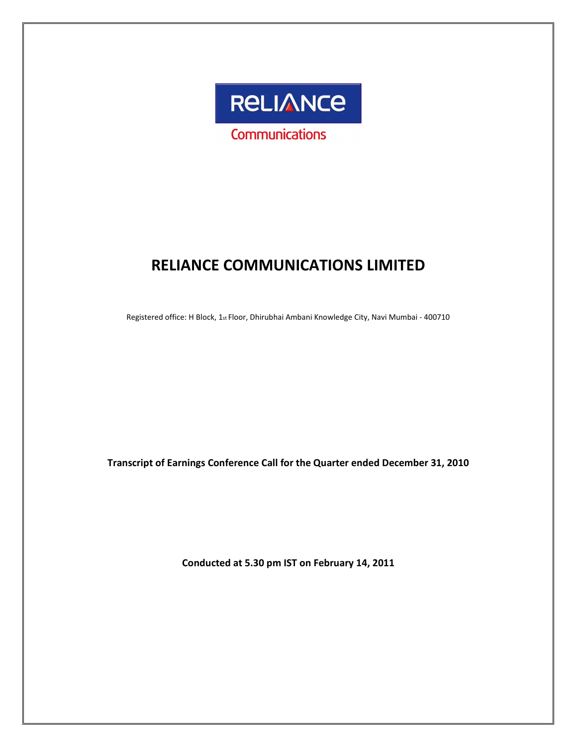RELIANCE

Communications

# RELIANCE COMMUNICATIONS LIMITED

Registered office: H Block, 1st Floor, Dhirubhai Ambani Knowledge City, Navi Mumbai - 400710

**Transcript of Earnings Conference Call for the Quarter ended December 31, 2010**

**Conducted at 5.30 pm IST on February 14, 2011**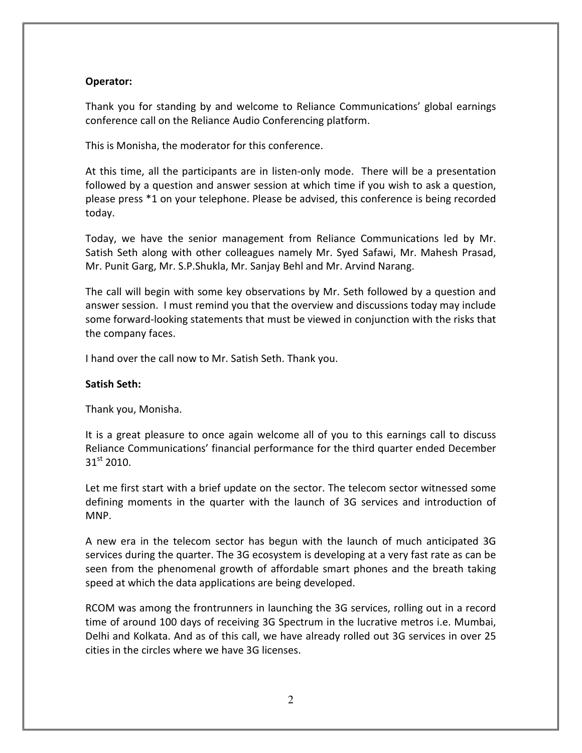**Operator:**

Thank you for standing by and welcome to Reliance Communications' global earnings conference call on the Reliance Audio Conferencing platform.

This is Monisha, the moderator for this conference.

At this time, all the participants are in listen-only mode. There will be a presentation followed by a question and answer session at which time if you wish to ask a question, please press *1 on your telephone. Please be advised, this conference is being recorded today.

Today, we have the senior management from Reliance Communications led by Mr. Satish Seth along with other colleagues namely Mr. Syed Safawi, Mr. Mahesh Prasad, Mr. Punit Garg, Mr. S.P.Shukla, Mr. Sanjay Behl and Mr. Arvind Narang.

The call will begin with some key observations by Mr. Seth followed by a question and answer session. I must remind you that the overview and discussions today may include some forward-looking statements that must be viewed in conjunction with the risks that the company faces.

I hand over the call now to Mr. Satish Seth. Thank you.

**Satish Seth:**

Thank you, Monisha.

It is a great pleasure to once again welcome all of you to this earnings call to discuss Reliance Communications' financial performance for the third quarter ended December 31st 2010.

Let me first start with a brief update on the sector. The telecom sector witnessed some defining moments in the quarter with the launch of 3G services and introduction of MNP.

A new era in the telecom sector has begun with the launch of much anticipated 3G services during the quarter. The 3G ecosystem is developing at a very fast rate as can be seen from the phenomenal growth of affordable smart phones and the breath taking speed at which the data applications are being developed.

RCOM was among the frontrunners in launching the 3G services, rolling out in a record time of around 100 days of receiving 3G Spectrum in the lucrative metros i.e. Mumbai, Delhi and Kolkata. And as of this call, we have already rolled out 3G services in over 25 cities in the circles where we have 3G licenses.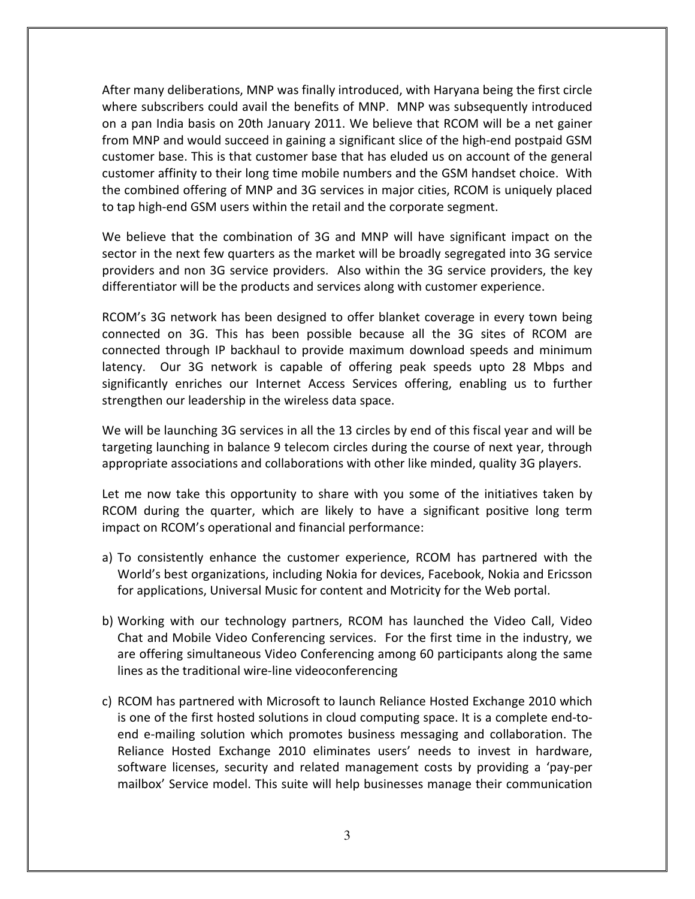After many deliberations, MNP was finally introduced, with Haryana being the first circle where subscribers could avail the benefits of MNP. MNP was subsequently introduced on a pan India basis on 20th January 2011. We believe that RCOM will be a net gainer from MNP and would succeed in gaining a significant slice of the high-end postpaid GSM customer base. This is that customer base that has eluded us on account of the general customer affinity to their long time mobile numbers and the GSM handset choice. With the combined offering of MNP and 3G services in major cities, RCOM is uniquely placed to tap high-end GSM users within the retail and the corporate segment.

We believe that the combination of 3G and MNP will have significant impact on the sector in the next few quarters as the market will be broadly segregated into 3G service providers and non 3G service providers. Also within the 3G service providers, the key differentiator will be the products and services along with customer experience.

RCOM's 3G network has been designed to offer blanket coverage in every town being connected on 3G. This has been possible because all the 3G sites of RCOM are connected through IP backhaul to provide maximum download speeds and minimum latency. Our 3G network is capable of offering peak speeds upto 28 Mbps and significantly enriches our Internet Access Services offering, enabling us to further strengthen our leadership in the wireless data space.

We will be launching 3G services in all the 13 circles by end of this fiscal year and will be targeting launching in balance 9 telecom circles during the course of next year, through appropriate associations and collaborations with other like minded, quality 3G players.

Let me now take this opportunity to share with you some of the initiatives taken by RCOM during the quarter, which are likely to have a significant positive long term impact on RCOM's operational and financial performance:

a) To consistently enhance the customer experience, RCOM has partnered with the World's best organizations, including Nokia for devices, Facebook, Nokia and Ericsson for applications, Universal Music for content and Motricity for the Web portal.

b) Working with our technology partners, RCOM has launched the Video Call, Video Chat and Mobile Video Conferencing services. For the first time in the industry, we are offering simultaneous Video Conferencing among 60 participants along the same lines as the traditional wire-line videoconferencing

c) RCOM has partnered with Microsoft to launch Reliance Hosted Exchange 2010 which is one of the first hosted solutions in cloud computing space. It is a complete end-to-end e-mailing solution which promotes business messaging and collaboration. The Reliance Hosted Exchange 2010 eliminates users' needs to invest in hardware, software licenses, security and related management costs by providing a 'pay-per mailbox' Service model. This suite will help businesses manage their communication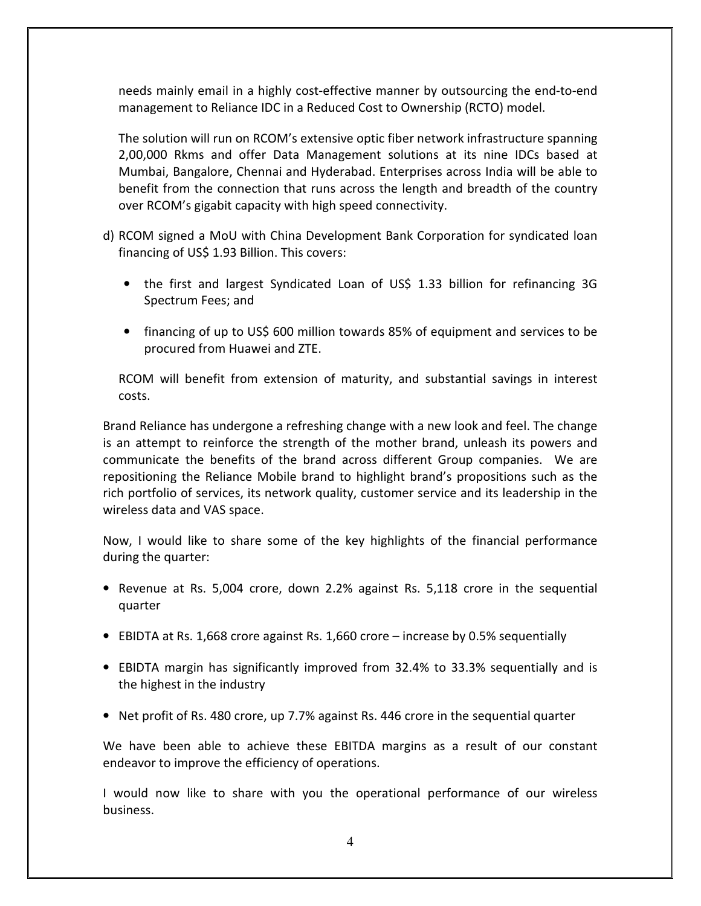needs mainly email in a highly cost-effective manner by outsourcing the end-to-end management to Reliance IDC in a Reduced Cost to Ownership (RCTO) model.

The solution will run on RCOM's extensive optic fiber network infrastructure spanning 2,00,000 Rkms and offer Data Management solutions at its nine IDCs based at Mumbai, Bangalore, Chennai and Hyderabad. Enterprises across India will be able to benefit from the connection that runs across the length and breadth of the country over RCOM's gigabit capacity with high speed connectivity.

d) RCOM signed a MoU with China Development Bank Corporation for syndicated loan financing of US$ 1.93 Billion. This covers:

   - the first and largest Syndicated Loan of US$ 1.33 billion for refinancing 3G Spectrum Fees; and

   - financing of up to US$ 600 million towards 85% of equipment and services to be procured from Huawei and ZTE.

   RCOM will benefit from extension of maturity, and substantial savings in interest costs.

Brand Reliance has undergone a refreshing change with a new look and feel. The change is an attempt to reinforce the strength of the mother brand, unleash its powers and communicate the benefits of the brand across different Group companies. We are repositioning the Reliance Mobile brand to highlight brand's propositions such as the rich portfolio of services, its network quality, customer service and its leadership in the wireless data and VAS space.

Now, I would like to share some of the key highlights of the financial performance during the quarter:

- Revenue at Rs. 5,004 crore, down 2.2% against Rs. 5,118 crore in the sequential quarter

- EBIDTA at Rs. 1,668 crore against Rs. 1,660 crore – increase by 0.5% sequentially

- EBIDTA margin has significantly improved from 32.4% to 33.3% sequentially and is the highest in the industry

- Net profit of Rs. 480 crore, up 7.7% against Rs. 446 crore in the sequential quarter

We have been able to achieve these EBITDA margins as a result of our constant endeavor to improve the efficiency of operations.

I would now like to share with you the operational performance of our wireless business.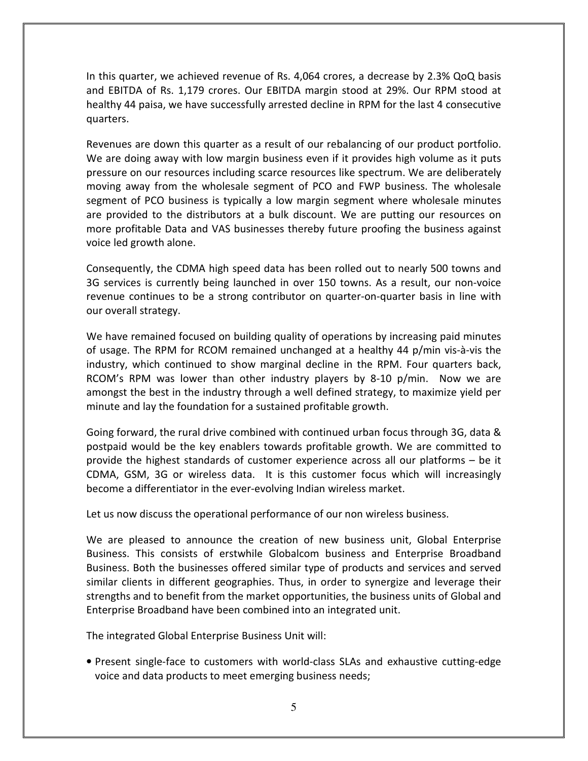In this quarter, we achieved revenue of Rs. 4,064 crores, a decrease by 2.3% QoQ basis and EBITDA of Rs. 1,179 crores. Our EBITDA margin stood at 29%. Our RPM stood at healthy 44 paisa, we have successfully arrested decline in RPM for the last 4 consecutive quarters.

Revenues are down this quarter as a result of our rebalancing of our product portfolio. We are doing away with low margin business even if it provides high volume as it puts pressure on our resources including scarce resources like spectrum. We are deliberately moving away from the wholesale segment of PCO and FWP business. The wholesale segment of PCO business is typically a low margin segment where wholesale minutes are provided to the distributors at a bulk discount. We are putting our resources on more profitable Data and VAS businesses thereby future proofing the business against voice led growth alone.

Consequently, the CDMA high speed data has been rolled out to nearly 500 towns and 3G services is currently being launched in over 150 towns. As a result, our non-voice revenue continues to be a strong contributor on quarter-on-quarter basis in line with our overall strategy.

We have remained focused on building quality of operations by increasing paid minutes of usage. The RPM for RCOM remained unchanged at a healthy 44 p/min vis-à-vis the industry, which continued to show marginal decline in the RPM. Four quarters back, RCOM's RPM was lower than other industry players by 8-10 p/min. Now we are amongst the best in the industry through a well defined strategy, to maximize yield per minute and lay the foundation for a sustained profitable growth.

Going forward, the rural drive combined with continued urban focus through 3G, data & postpaid would be the key enablers towards profitable growth. We are committed to provide the highest standards of customer experience across all our platforms – be it CDMA, GSM, 3G or wireless data. It is this customer focus which will increasingly become a differentiator in the ever-evolving Indian wireless market.

Let us now discuss the operational performance of our non wireless business.

We are pleased to announce the creation of new business unit, Global Enterprise Business. This consists of erstwhile Globalcom business and Enterprise Broadband Business. Both the businesses offered similar type of products and services and served similar clients in different geographies. Thus, in order to synergize and leverage their strengths and to benefit from the market opportunities, the business units of Global and Enterprise Broadband have been combined into an integrated unit.

The integrated Global Enterprise Business Unit will:

- Present single-face to customers with world-class SLAs and exhaustive cutting-edge voice and data products to meet emerging business needs;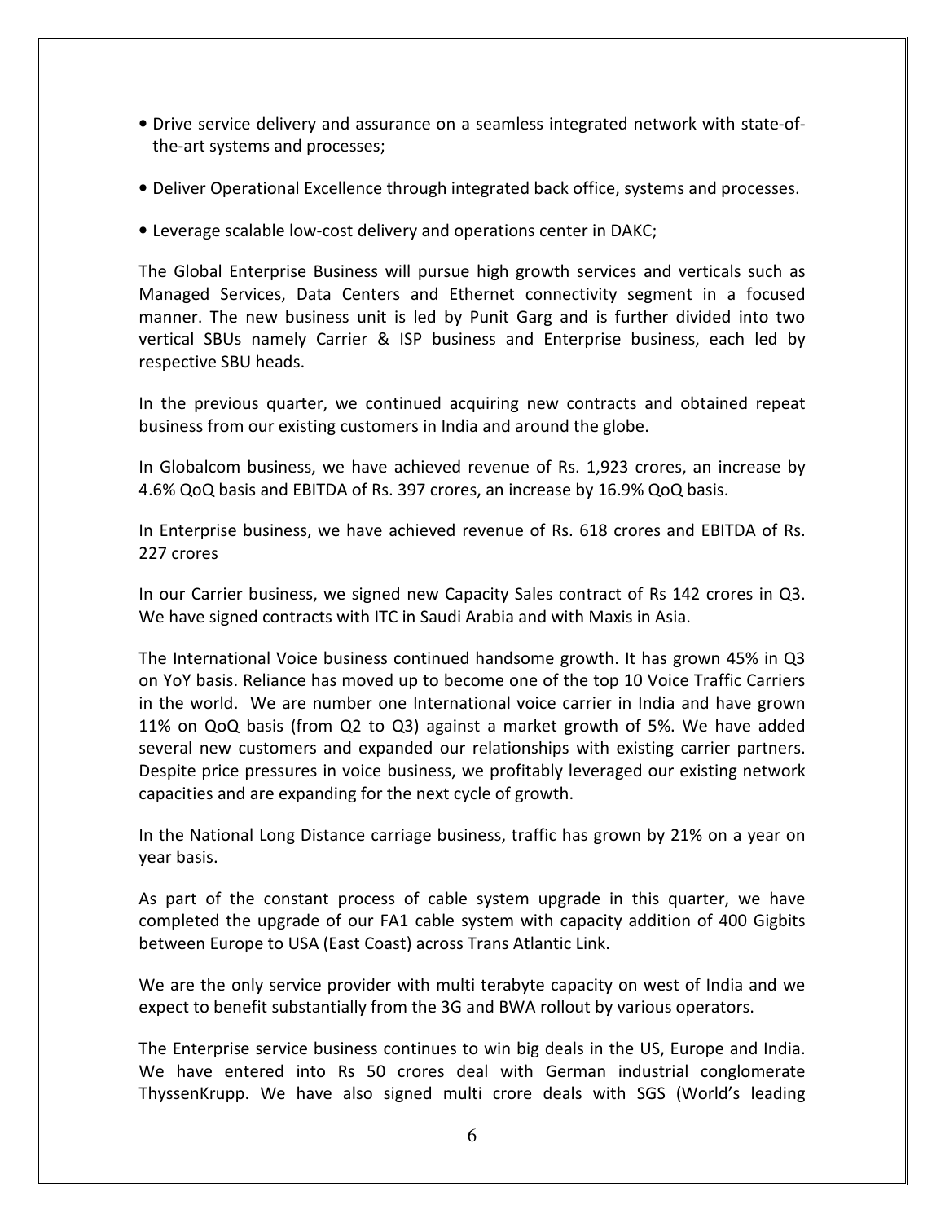- Drive service delivery and assurance on a seamless integrated network with state-of-the-art systems and processes;
- Deliver Operational Excellence through integrated back office, systems and processes.
- Leverage scalable low-cost delivery and operations center in DAKC;

The Global Enterprise Business will pursue high growth services and verticals such as Managed Services, Data Centers and Ethernet connectivity segment in a focused manner. The new business unit is led by Punit Garg and is further divided into two vertical SBUs namely Carrier & ISP business and Enterprise business, each led by respective SBU heads.

In the previous quarter, we continued acquiring new contracts and obtained repeat business from our existing customers in India and around the globe.

In Globalcom business, we have achieved revenue of Rs. 1,923 crores, an increase by 4.6% QoQ basis and EBITDA of Rs. 397 crores, an increase by 16.9% QoQ basis.

In Enterprise business, we have achieved revenue of Rs. 618 crores and EBITDA of Rs. 227 crores

In our Carrier business, we signed new Capacity Sales contract of Rs 142 crores in Q3. We have signed contracts with ITC in Saudi Arabia and with Maxis in Asia.

The International Voice business continued handsome growth. It has grown 45% in Q3 on YoY basis. Reliance has moved up to become one of the top 10 Voice Traffic Carriers in the world. We are number one International voice carrier in India and have grown 11% on QoQ basis (from Q2 to Q3) against a market growth of 5%. We have added several new customers and expanded our relationships with existing carrier partners. Despite price pressures in voice business, we profitably leveraged our existing network capacities and are expanding for the next cycle of growth.

In the National Long Distance carriage business, traffic has grown by 21% on a year on year basis.

As part of the constant process of cable system upgrade in this quarter, we have completed the upgrade of our FA1 cable system with capacity addition of 400 Gigbits between Europe to USA (East Coast) across Trans Atlantic Link.

We are the only service provider with multi terabyte capacity on west of India and we expect to benefit substantially from the 3G and BWA rollout by various operators.

The Enterprise service business continues to win big deals in the US, Europe and India. We have entered into Rs 50 crores deal with German industrial conglomerate ThyssenKrupp. We have also signed multi crore deals with SGS (World's leading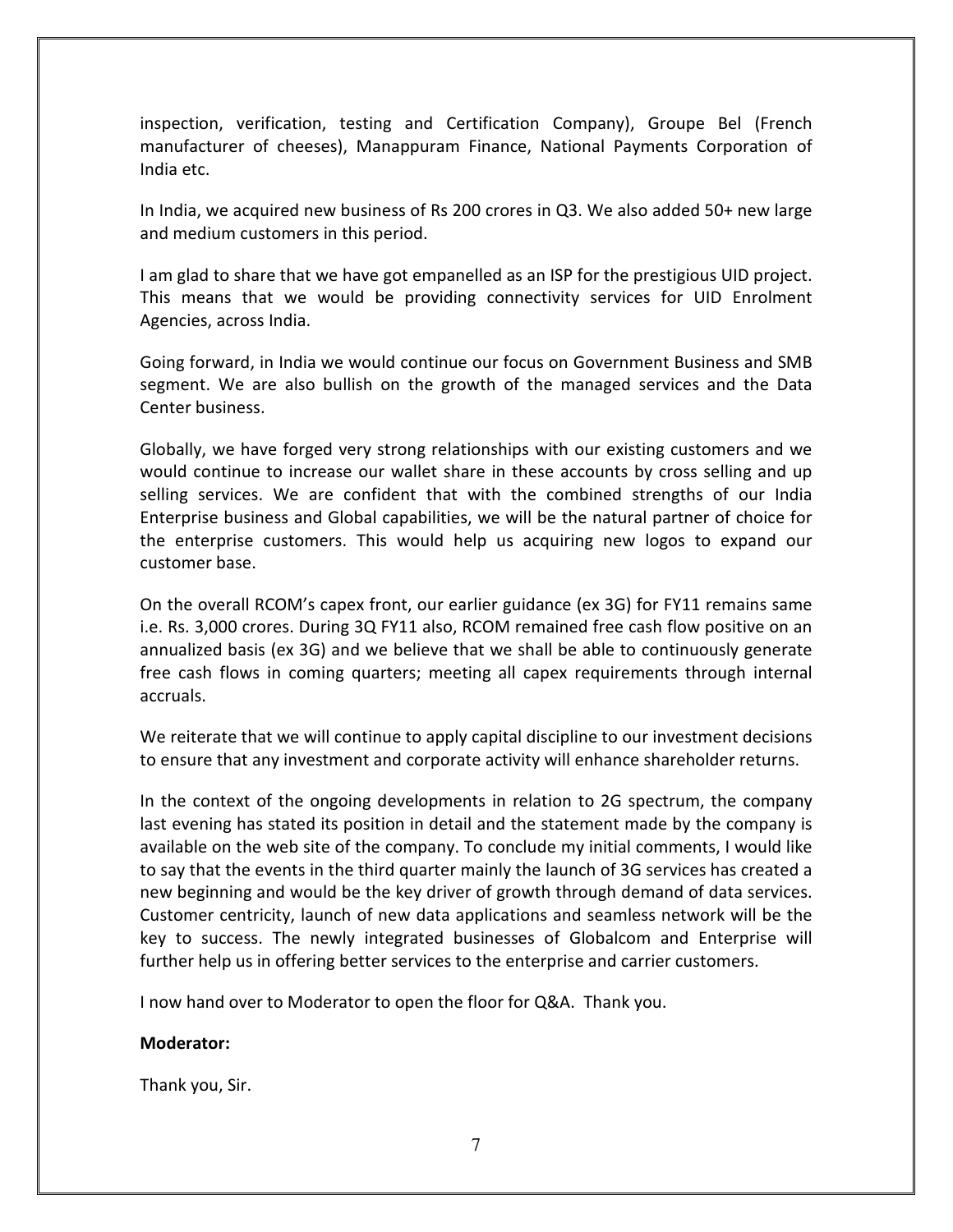inspection, verification, testing and Certification Company), Groupe Bel (French manufacturer of cheeses), Manappuram Finance, National Payments Corporation of India etc.

In India, we acquired new business of Rs 200 crores in Q3. We also added 50+ new large and medium customers in this period.

I am glad to share that we have got empanelled as an ISP for the prestigious UID project. This means that we would be providing connectivity services for UID Enrolment Agencies, across India.

Going forward, in India we would continue our focus on Government Business and SMB segment. We are also bullish on the growth of the managed services and the Data Center business.

Globally, we have forged very strong relationships with our existing customers and we would continue to increase our wallet share in these accounts by cross selling and up selling services. We are confident that with the combined strengths of our India Enterprise business and Global capabilities, we will be the natural partner of choice for the enterprise customers. This would help us acquiring new logos to expand our customer base.

On the overall RCOM's capex front, our earlier guidance (ex 3G) for FY11 remains same i.e. Rs. 3,000 crores. During 3Q FY11 also, RCOM remained free cash flow positive on an annualized basis (ex 3G) and we believe that we shall be able to continuously generate free cash flows in coming quarters; meeting all capex requirements through internal accruals.

We reiterate that we will continue to apply capital discipline to our investment decisions to ensure that any investment and corporate activity will enhance shareholder returns.

In the context of the ongoing developments in relation to 2G spectrum, the company last evening has stated its position in detail and the statement made by the company is available on the web site of the company. To conclude my initial comments, I would like to say that the events in the third quarter mainly the launch of 3G services has created a new beginning and would be the key driver of growth through demand of data services. Customer centricity, launch of new data applications and seamless network will be the key to success. The newly integrated businesses of Globalcom and Enterprise will further help us in offering better services to the enterprise and carrier customers.

I now hand over to Moderator to open the floor for Q&A. Thank you.

**Moderator:**

Thank you, Sir.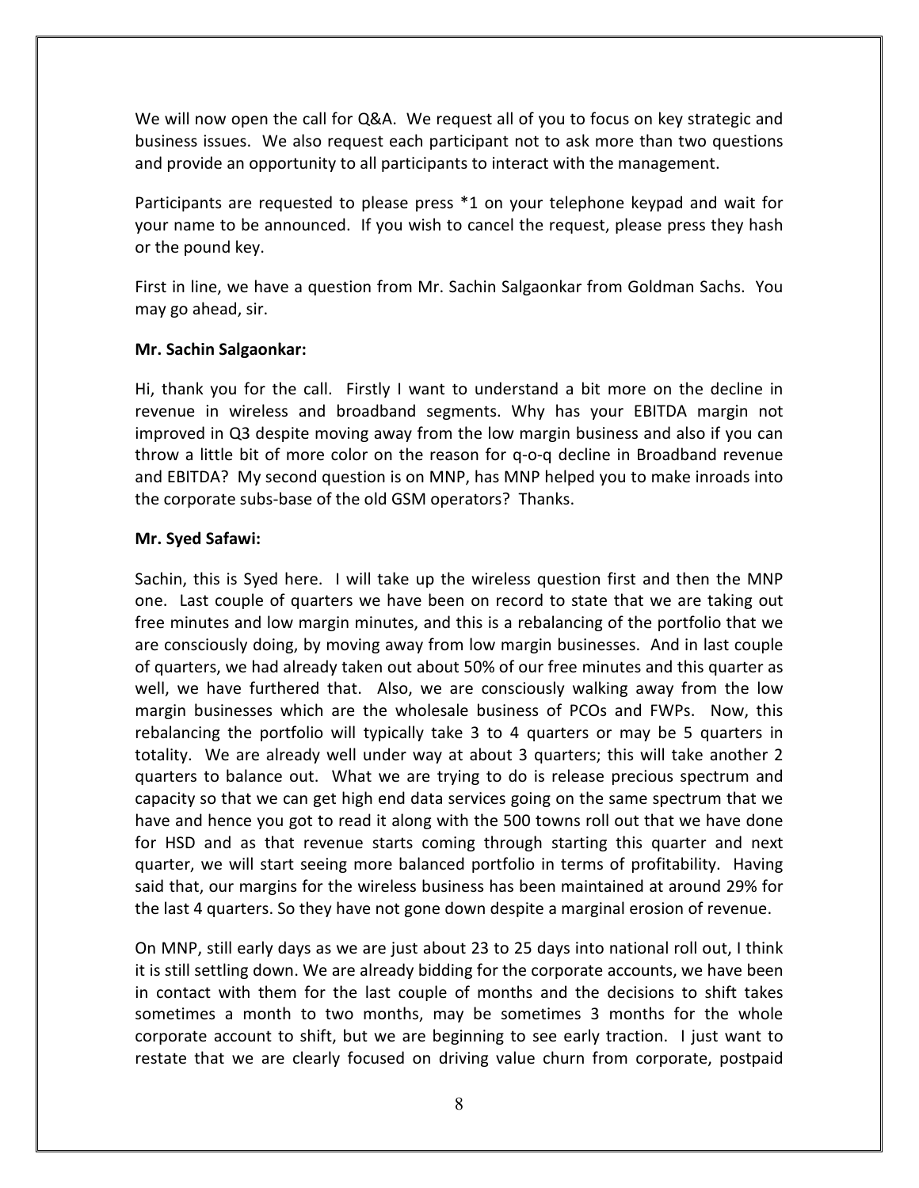We will now open the call for Q&A. We request all of you to focus on key strategic and business issues. We also request each participant not to ask more than two questions and provide an opportunity to all participants to interact with the management.

Participants are requested to please press *1 on your telephone keypad and wait for your name to be announced. If you wish to cancel the request, please press they hash or the pound key.

First in line, we have a question from Mr. Sachin Salgaonkar from Goldman Sachs. You may go ahead, sir.

**Mr. Sachin Salgaonkar:**

Hi, thank you for the call. Firstly I want to understand a bit more on the decline in revenue in wireless and broadband segments. Why has your EBITDA margin not improved in Q3 despite moving away from the low margin business and also if you can throw a little bit of more color on the reason for q-o-q decline in Broadband revenue and EBITDA? My second question is on MNP, has MNP helped you to make inroads into the corporate subs-base of the old GSM operators? Thanks.

**Mr. Syed Safawi:**

Sachin, this is Syed here. I will take up the wireless question first and then the MNP one. Last couple of quarters we have been on record to state that we are taking out free minutes and low margin minutes, and this is a rebalancing of the portfolio that we are consciously doing, by moving away from low margin businesses. And in last couple of quarters, we had already taken out about 50% of our free minutes and this quarter as well, we have furthered that. Also, we are consciously walking away from the low margin businesses which are the wholesale business of PCOs and FWPs. Now, this rebalancing the portfolio will typically take 3 to 4 quarters or may be 5 quarters in totality. We are already well under way at about 3 quarters; this will take another 2 quarters to balance out. What we are trying to do is release precious spectrum and capacity so that we can get high end data services going on the same spectrum that we have and hence you got to read it along with the 500 towns roll out that we have done for HSD and as that revenue starts coming through starting this quarter and next quarter, we will start seeing more balanced portfolio in terms of profitability. Having said that, our margins for the wireless business has been maintained at around 29% for the last 4 quarters. So they have not gone down despite a marginal erosion of revenue.

On MNP, still early days as we are just about 23 to 25 days into national roll out, I think it is still settling down. We are already bidding for the corporate accounts, we have been in contact with them for the last couple of months and the decisions to shift takes sometimes a month to two months, may be sometimes 3 months for the whole corporate account to shift, but we are beginning to see early traction. I just want to restate that we are clearly focused on driving value churn from corporate, postpaid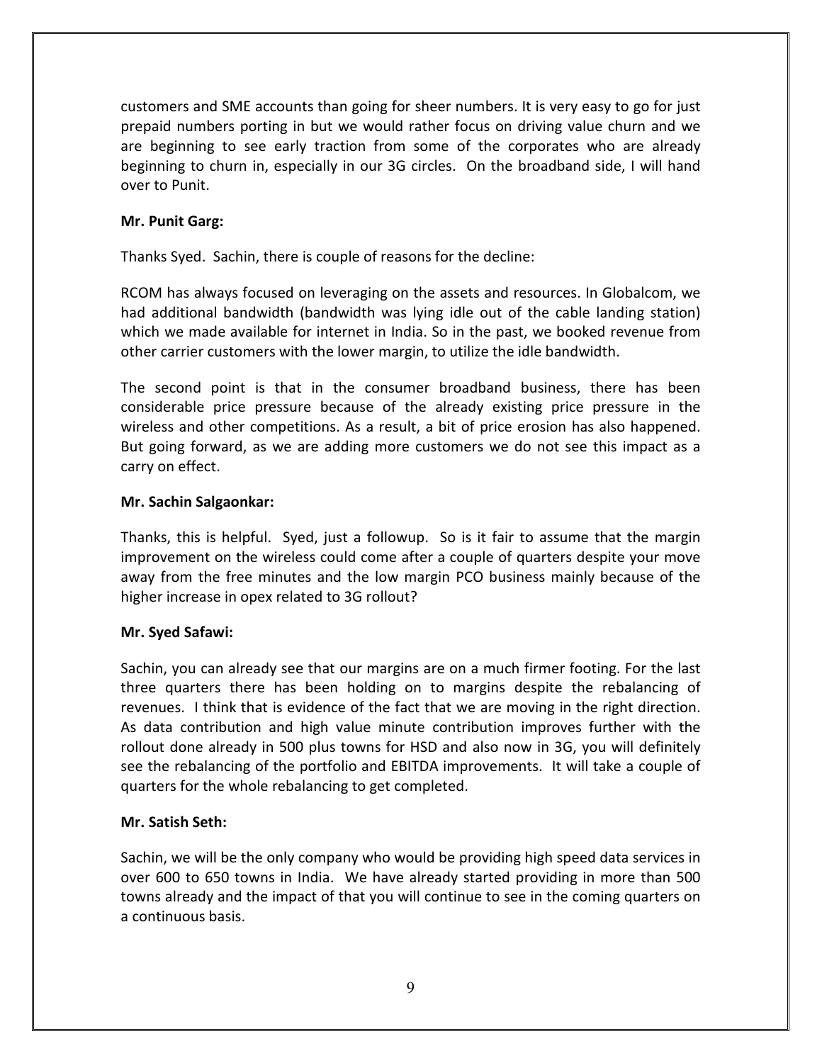customers and SME accounts than going for sheer numbers. It is very easy to go for just prepaid numbers porting in but we would rather focus on driving value churn and we are beginning to see early traction from some of the corporates who are already beginning to churn in, especially in our 3G circles. On the broadband side, I will hand over to Punit.

**Mr. Punit Garg:**

Thanks Syed. Sachin, there is couple of reasons for the decline:

RCOM has always focused on leveraging on the assets and resources. In Globalcom, we had additional bandwidth (bandwidth was lying idle out of the cable landing station) which we made available for internet in India. So in the past, we booked revenue from other carrier customers with the lower margin, to utilize the idle bandwidth.

The second point is that in the consumer broadband business, there has been considerable price pressure because of the already existing price pressure in the wireless and other competitions. As a result, a bit of price erosion has also happened. But going forward, as we are adding more customers we do not see this impact as a carry on effect.

**Mr. Sachin Salgaonkar:**

Thanks, this is helpful. Syed, just a followup. So is it fair to assume that the margin improvement on the wireless could come after a couple of quarters despite your move away from the free minutes and the low margin PCO business mainly because of the higher increase in opex related to 3G rollout?

**Mr. Syed Safawi:**

Sachin, you can already see that our margins are on a much firmer footing. For the last three quarters there has been holding on to margins despite the rebalancing of revenues. I think that is evidence of the fact that we are moving in the right direction. As data contribution and high value minute contribution improves further with the rollout done already in 500 plus towns for HSD and also now in 3G, you will definitely see the rebalancing of the portfolio and EBITDA improvements. It will take a couple of quarters for the whole rebalancing to get completed.

**Mr. Satish Seth:**

Sachin, we will be the only company who would be providing high speed data services in over 600 to 650 towns in India. We have already started providing in more than 500 towns already and the impact of that you will continue to see in the coming quarters on a continuous basis.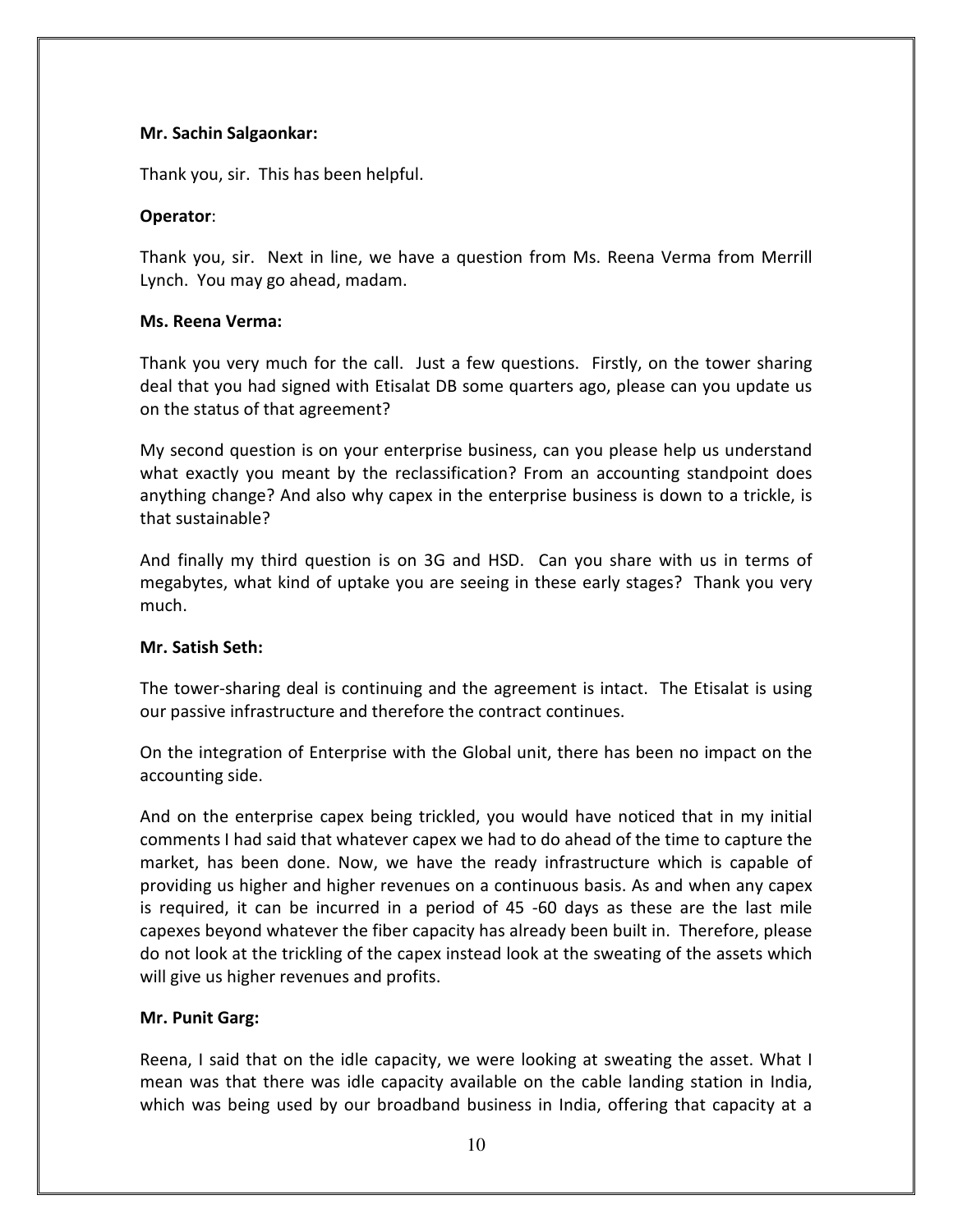**Mr. Sachin Salgaonkar:**

Thank you, sir. This has been helpful.

**Operator**:

Thank you, sir. Next in line, we have a question from Ms. Reena Verma from Merrill Lynch. You may go ahead, madam.

**Ms. Reena Verma:**

Thank you very much for the call. Just a few questions. Firstly, on the tower sharing deal that you had signed with Etisalat DB some quarters ago, please can you update us on the status of that agreement?

My second question is on your enterprise business, can you please help us understand what exactly you meant by the reclassification? From an accounting standpoint does anything change? And also why capex in the enterprise business is down to a trickle, is that sustainable?

And finally my third question is on 3G and HSD. Can you share with us in terms of megabytes, what kind of uptake you are seeing in these early stages? Thank you very much.

**Mr. Satish Seth:**

The tower-sharing deal is continuing and the agreement is intact. The Etisalat is using our passive infrastructure and therefore the contract continues.

On the integration of Enterprise with the Global unit, there has been no impact on the accounting side.

And on the enterprise capex being trickled, you would have noticed that in my initial comments I had said that whatever capex we had to do ahead of the time to capture the market, has been done. Now, we have the ready infrastructure which is capable of providing us higher and higher revenues on a continuous basis. As and when any capex is required, it can be incurred in a period of 45 -60 days as these are the last mile capexes beyond whatever the fiber capacity has already been built in. Therefore, please do not look at the trickling of the capex instead look at the sweating of the assets which will give us higher revenues and profits.

**Mr. Punit Garg:**

Reena, I said that on the idle capacity, we were looking at sweating the asset. What I mean was that there was idle capacity available on the cable landing station in India, which was being used by our broadband business in India, offering that capacity at a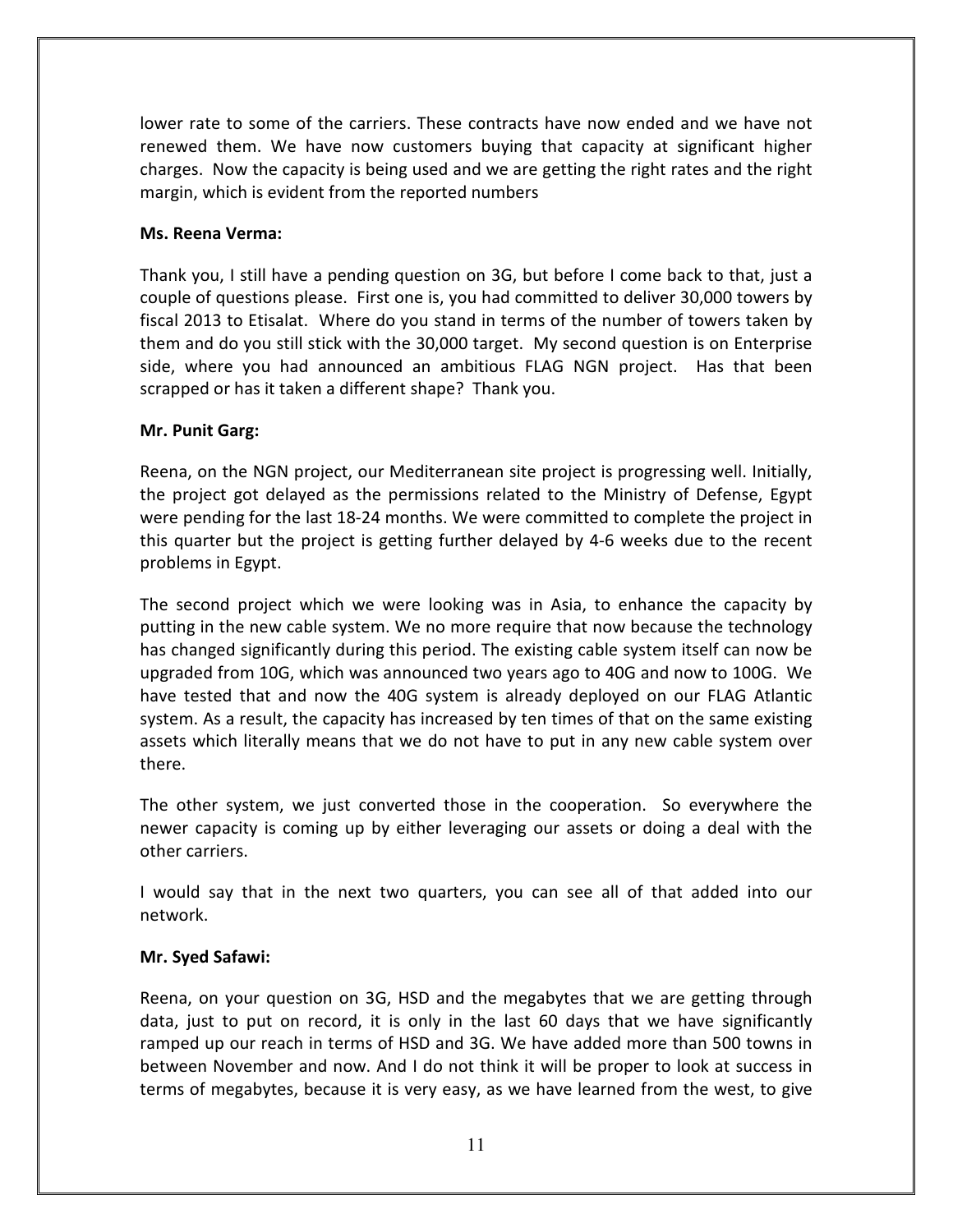lower rate to some of the carriers. These contracts have now ended and we have not renewed them. We have now customers buying that capacity at significant higher charges. Now the capacity is being used and we are getting the right rates and the right margin, which is evident from the reported numbers

**Ms. Reena Verma:**

Thank you, I still have a pending question on 3G, but before I come back to that, just a couple of questions please. First one is, you had committed to deliver 30,000 towers by fiscal 2013 to Etisalat. Where do you stand in terms of the number of towers taken by them and do you still stick with the 30,000 target. My second question is on Enterprise side, where you had announced an ambitious FLAG NGN project. Has that been scrapped or has it taken a different shape? Thank you.

**Mr. Punit Garg:**

Reena, on the NGN project, our Mediterranean site project is progressing well. Initially, the project got delayed as the permissions related to the Ministry of Defense, Egypt were pending for the last 18-24 months. We were committed to complete the project in this quarter but the project is getting further delayed by 4-6 weeks due to the recent problems in Egypt.

The second project which we were looking was in Asia, to enhance the capacity by putting in the new cable system. We no more require that now because the technology has changed significantly during this period. The existing cable system itself can now be upgraded from 10G, which was announced two years ago to 40G and now to 100G. We have tested that and now the 40G system is already deployed on our FLAG Atlantic system. As a result, the capacity has increased by ten times of that on the same existing assets which literally means that we do not have to put in any new cable system over there.

The other system, we just converted those in the cooperation. So everywhere the newer capacity is coming up by either leveraging our assets or doing a deal with the other carriers.

I would say that in the next two quarters, you can see all of that added into our network.

**Mr. Syed Safawi:**

Reena, on your question on 3G, HSD and the megabytes that we are getting through data, just to put on record, it is only in the last 60 days that we have significantly ramped up our reach in terms of HSD and 3G. We have added more than 500 towns in between November and now. And I do not think it will be proper to look at success in terms of megabytes, because it is very easy, as we have learned from the west, to give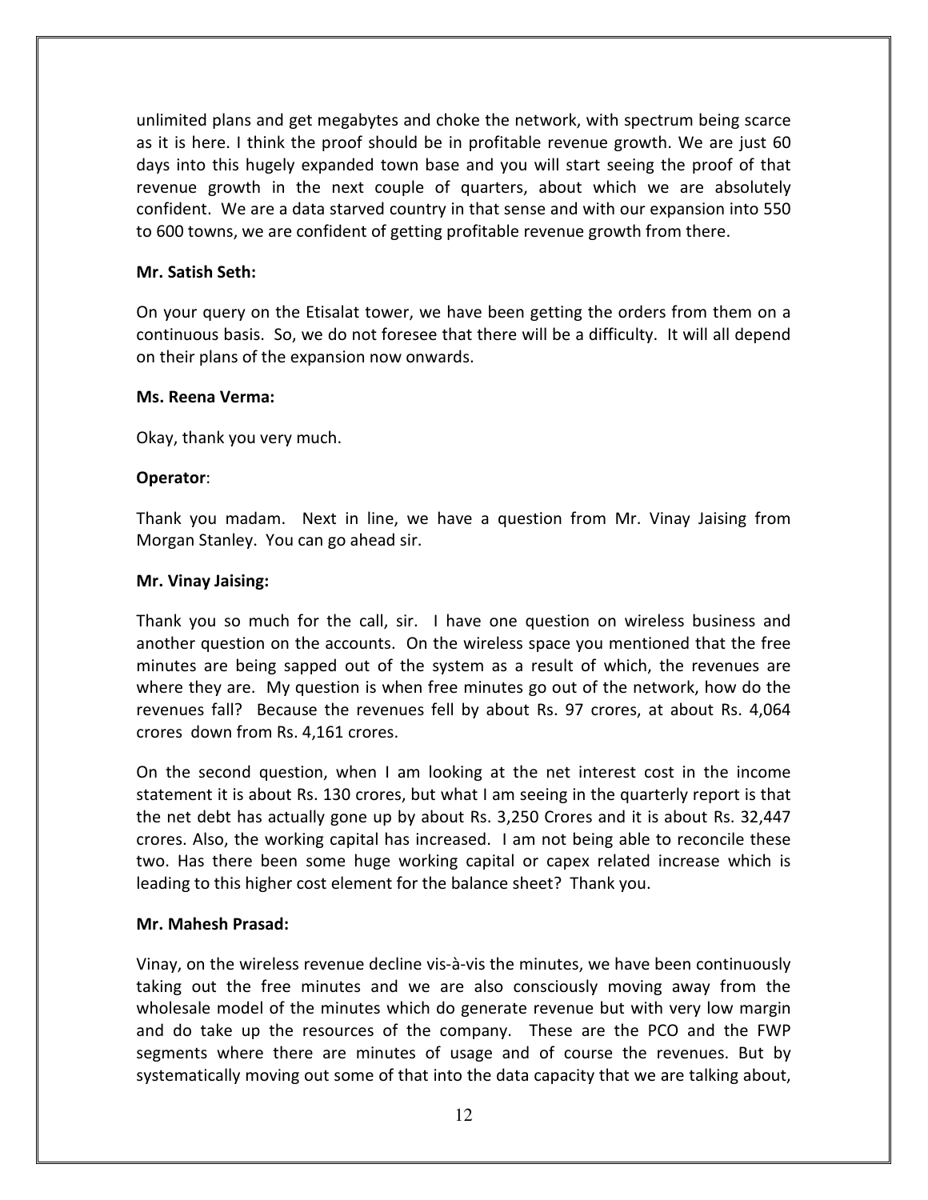unlimited plans and get megabytes and choke the network, with spectrum being scarce as it is here. I think the proof should be in profitable revenue growth. We are just 60 days into this hugely expanded town base and you will start seeing the proof of that revenue growth in the next couple of quarters, about which we are absolutely confident. We are a data starved country in that sense and with our expansion into 550 to 600 towns, we are confident of getting profitable revenue growth from there.

**Mr. Satish Seth:**

On your query on the Etisalat tower, we have been getting the orders from them on a continuous basis. So, we do not foresee that there will be a difficulty. It will all depend on their plans of the expansion now onwards.

**Ms. Reena Verma:**

Okay, thank you very much.

**Operator**:

Thank you madam. Next in line, we have a question from Mr. Vinay Jaising from Morgan Stanley. You can go ahead sir.

**Mr. Vinay Jaising:**

Thank you so much for the call, sir. I have one question on wireless business and another question on the accounts. On the wireless space you mentioned that the free minutes are being sapped out of the system as a result of which, the revenues are where they are. My question is when free minutes go out of the network, how do the revenues fall? Because the revenues fell by about Rs. 97 crores, at about Rs. 4,064 crores down from Rs. 4,161 crores.

On the second question, when I am looking at the net interest cost in the income statement it is about Rs. 130 crores, but what I am seeing in the quarterly report is that the net debt has actually gone up by about Rs. 3,250 Crores and it is about Rs. 32,447 crores. Also, the working capital has increased. I am not being able to reconcile these two. Has there been some huge working capital or capex related increase which is leading to this higher cost element for the balance sheet? Thank you.

**Mr. Mahesh Prasad:**

Vinay, on the wireless revenue decline vis-à-vis the minutes, we have been continuously taking out the free minutes and we are also consciously moving away from the wholesale model of the minutes which do generate revenue but with very low margin and do take up the resources of the company. These are the PCO and the FWP segments where there are minutes of usage and of course the revenues. But by systematically moving out some of that into the data capacity that we are talking about,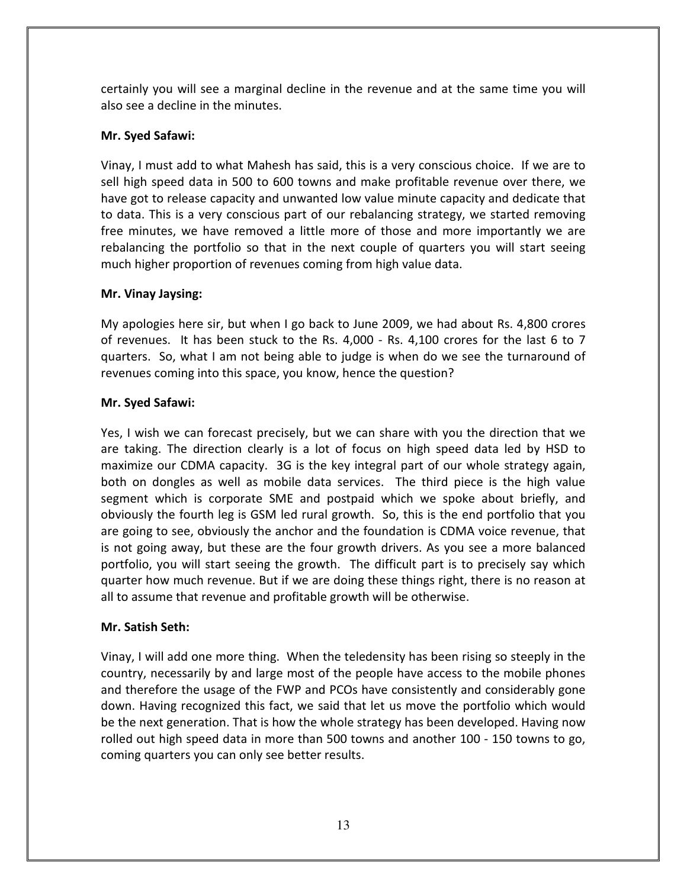certainly you will see a marginal decline in the revenue and at the same time you will also see a decline in the minutes.

**Mr. Syed Safawi:**

Vinay, I must add to what Mahesh has said, this is a very conscious choice. If we are to sell high speed data in 500 to 600 towns and make profitable revenue over there, we have got to release capacity and unwanted low value minute capacity and dedicate that to data. This is a very conscious part of our rebalancing strategy, we started removing free minutes, we have removed a little more of those and more importantly we are rebalancing the portfolio so that in the next couple of quarters you will start seeing much higher proportion of revenues coming from high value data.

**Mr. Vinay Jaysing:**

My apologies here sir, but when I go back to June 2009, we had about Rs. 4,800 crores of revenues. It has been stuck to the Rs. 4,000 - Rs. 4,100 crores for the last 6 to 7 quarters. So, what I am not being able to judge is when do we see the turnaround of revenues coming into this space, you know, hence the question?

**Mr. Syed Safawi:**

Yes, I wish we can forecast precisely, but we can share with you the direction that we are taking. The direction clearly is a lot of focus on high speed data led by HSD to maximize our CDMA capacity. 3G is the key integral part of our whole strategy again, both on dongles as well as mobile data services. The third piece is the high value segment which is corporate SME and postpaid which we spoke about briefly, and obviously the fourth leg is GSM led rural growth. So, this is the end portfolio that you are going to see, obviously the anchor and the foundation is CDMA voice revenue, that is not going away, but these are the four growth drivers. As you see a more balanced portfolio, you will start seeing the growth. The difficult part is to precisely say which quarter how much revenue. But if we are doing these things right, there is no reason at all to assume that revenue and profitable growth will be otherwise.

**Mr. Satish Seth:**

Vinay, I will add one more thing. When the teledensity has been rising so steeply in the country, necessarily by and large most of the people have access to the mobile phones and therefore the usage of the FWP and PCOs have consistently and considerably gone down. Having recognized this fact, we said that let us move the portfolio which would be the next generation. That is how the whole strategy has been developed. Having now rolled out high speed data in more than 500 towns and another 100 - 150 towns to go, coming quarters you can only see better results.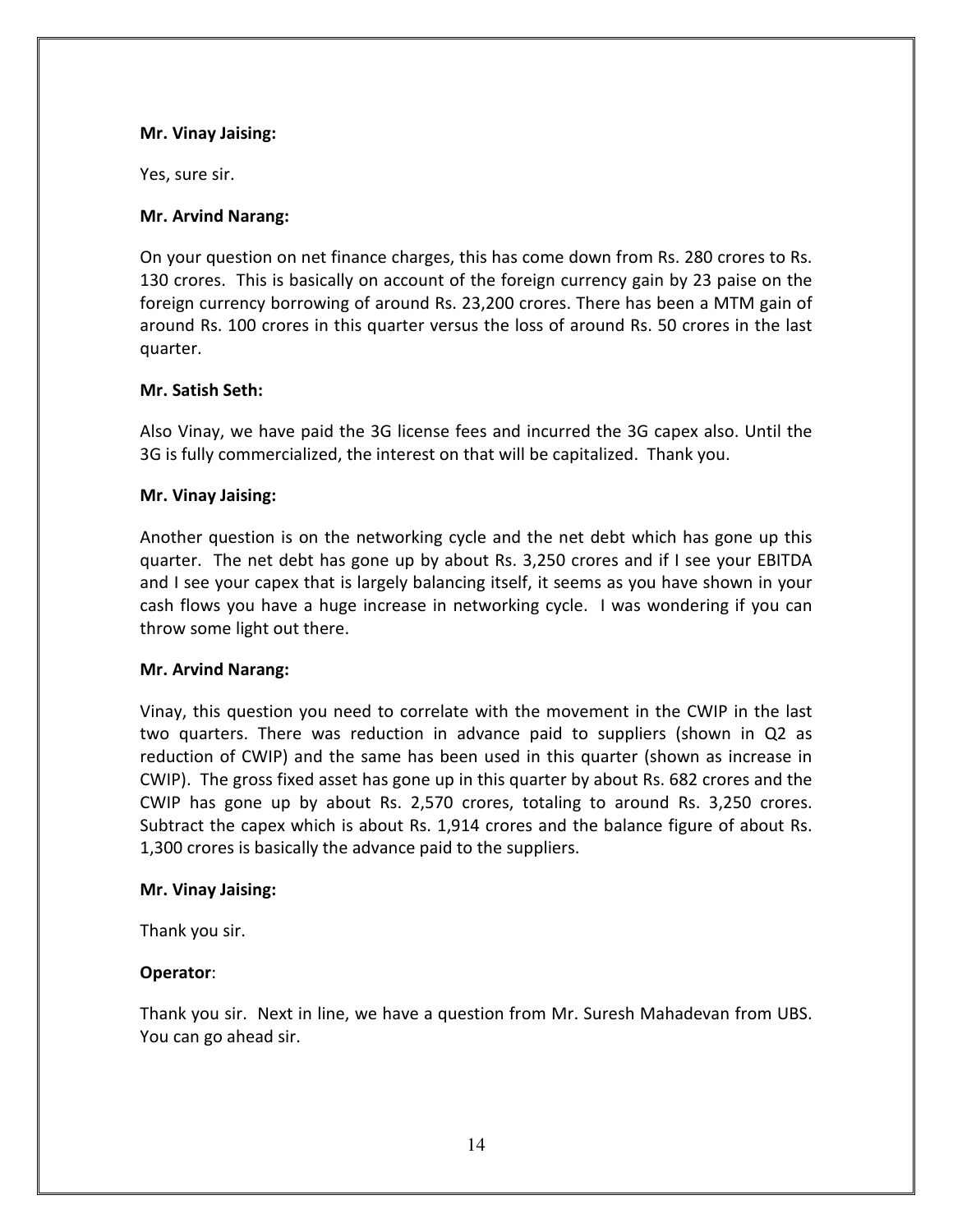**Mr. Vinay Jaising:**

Yes, sure sir.

**Mr. Arvind Narang:**

On your question on net finance charges, this has come down from Rs. 280 crores to Rs. 130 crores. This is basically on account of the foreign currency gain by 23 paise on the foreign currency borrowing of around Rs. 23,200 crores. There has been a MTM gain of around Rs. 100 crores in this quarter versus the loss of around Rs. 50 crores in the last quarter.

**Mr. Satish Seth:**

Also Vinay, we have paid the 3G license fees and incurred the 3G capex also. Until the 3G is fully commercialized, the interest on that will be capitalized. Thank you.

**Mr. Vinay Jaising:**

Another question is on the networking cycle and the net debt which has gone up this quarter. The net debt has gone up by about Rs. 3,250 crores and if I see your EBITDA and I see your capex that is largely balancing itself, it seems as you have shown in your cash flows you have a huge increase in networking cycle. I was wondering if you can throw some light out there.

**Mr. Arvind Narang:**

Vinay, this question you need to correlate with the movement in the CWIP in the last two quarters. There was reduction in advance paid to suppliers (shown in Q2 as reduction of CWIP) and the same has been used in this quarter (shown as increase in CWIP). The gross fixed asset has gone up in this quarter by about Rs. 682 crores and the CWIP has gone up by about Rs. 2,570 crores, totaling to around Rs. 3,250 crores. Subtract the capex which is about Rs. 1,914 crores and the balance figure of about Rs. 1,300 crores is basically the advance paid to the suppliers.

**Mr. Vinay Jaising:**

Thank you sir.

**Operator**:

Thank you sir. Next in line, we have a question from Mr. Suresh Mahadevan from UBS. You can go ahead sir.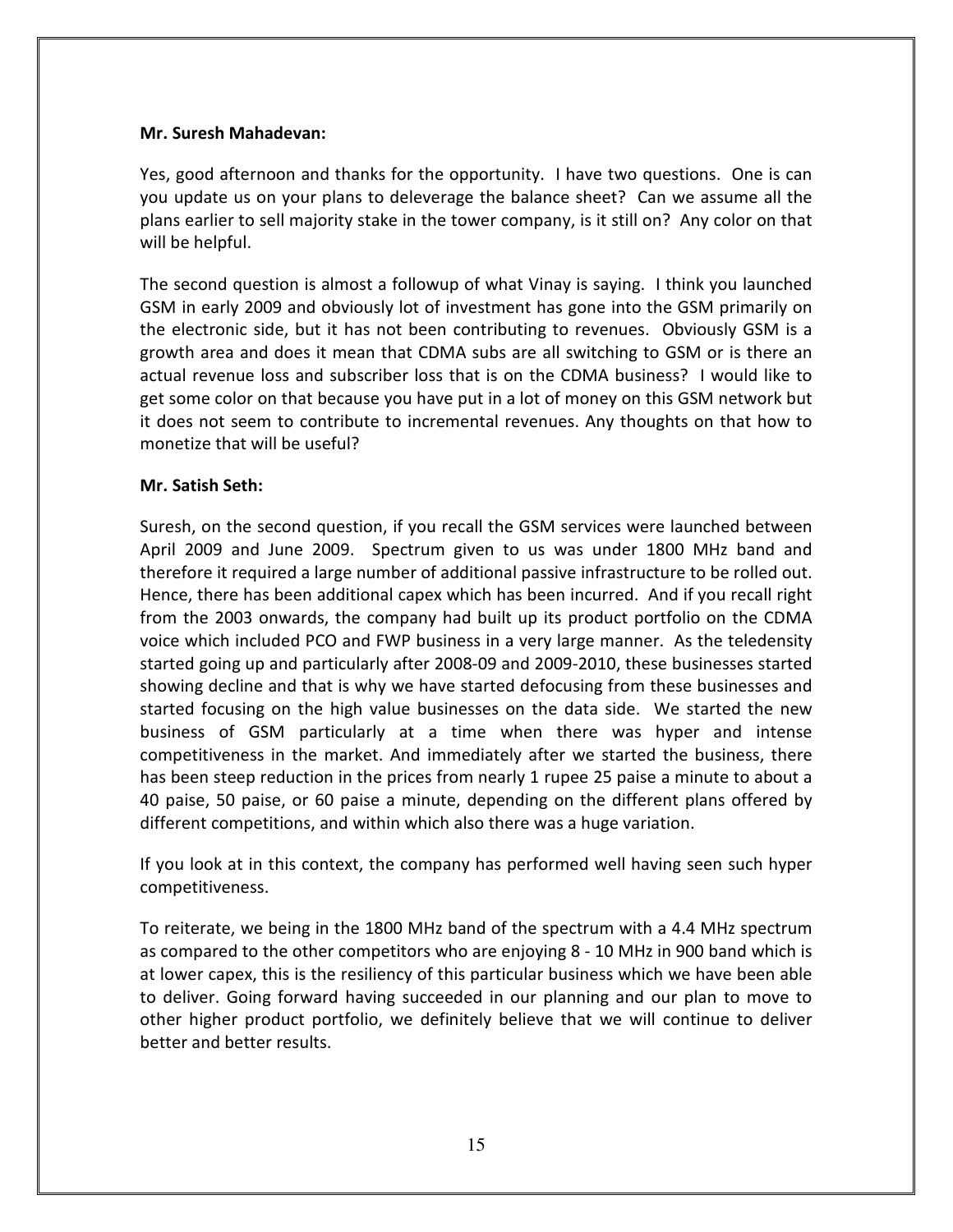**Mr. Suresh Mahadevan:**

Yes, good afternoon and thanks for the opportunity. I have two questions. One is can you update us on your plans to deleverage the balance sheet? Can we assume all the plans earlier to sell majority stake in the tower company, is it still on? Any color on that will be helpful.

The second question is almost a followup of what Vinay is saying. I think you launched GSM in early 2009 and obviously lot of investment has gone into the GSM primarily on the electronic side, but it has not been contributing to revenues. Obviously GSM is a growth area and does it mean that CDMA subs are all switching to GSM or is there an actual revenue loss and subscriber loss that is on the CDMA business? I would like to get some color on that because you have put in a lot of money on this GSM network but it does not seem to contribute to incremental revenues. Any thoughts on that how to monetize that will be useful?

**Mr. Satish Seth:**

Suresh, on the second question, if you recall the GSM services were launched between April 2009 and June 2009. Spectrum given to us was under 1800 MHz band and therefore it required a large number of additional passive infrastructure to be rolled out. Hence, there has been additional capex which has been incurred. And if you recall right from the 2003 onwards, the company had built up its product portfolio on the CDMA voice which included PCO and FWP business in a very large manner. As the teledensity started going up and particularly after 2008-09 and 2009-2010, these businesses started showing decline and that is why we have started defocusing from these businesses and started focusing on the high value businesses on the data side. We started the new business of GSM particularly at a time when there was hyper and intense competitiveness in the market. And immediately after we started the business, there has been steep reduction in the prices from nearly 1 rupee 25 paise a minute to about a 40 paise, 50 paise, or 60 paise a minute, depending on the different plans offered by different competitions, and within which also there was a huge variation.

If you look at in this context, the company has performed well having seen such hyper competitiveness.

To reiterate, we being in the 1800 MHz band of the spectrum with a 4.4 MHz spectrum as compared to the other competitors who are enjoying 8 - 10 MHz in 900 band which is at lower capex, this is the resiliency of this particular business which we have been able to deliver. Going forward having succeeded in our planning and our plan to move to other higher product portfolio, we definitely believe that we will continue to deliver better and better results.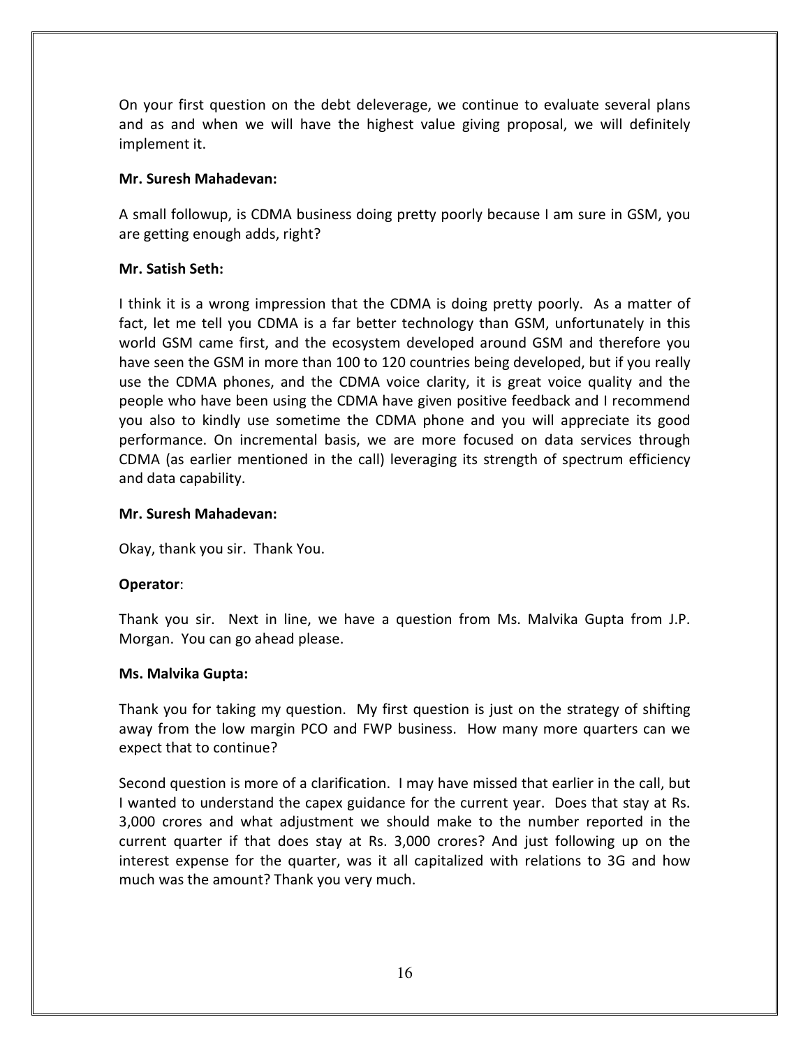On your first question on the debt deleverage, we continue to evaluate several plans and as and when we will have the highest value giving proposal, we will definitely implement it.

**Mr. Suresh Mahadevan:**

A small followup, is CDMA business doing pretty poorly because I am sure in GSM, you are getting enough adds, right?

**Mr. Satish Seth:**

I think it is a wrong impression that the CDMA is doing pretty poorly. As a matter of fact, let me tell you CDMA is a far better technology than GSM, unfortunately in this world GSM came first, and the ecosystem developed around GSM and therefore you have seen the GSM in more than 100 to 120 countries being developed, but if you really use the CDMA phones, and the CDMA voice clarity, it is great voice quality and the people who have been using the CDMA have given positive feedback and I recommend you also to kindly use sometime the CDMA phone and you will appreciate its good performance. On incremental basis, we are more focused on data services through CDMA (as earlier mentioned in the call) leveraging its strength of spectrum efficiency and data capability.

**Mr. Suresh Mahadevan:**

Okay, thank you sir. Thank You.

**Operator**:

Thank you sir. Next in line, we have a question from Ms. Malvika Gupta from J.P. Morgan. You can go ahead please.

**Ms. Malvika Gupta:**

Thank you for taking my question. My first question is just on the strategy of shifting away from the low margin PCO and FWP business. How many more quarters can we expect that to continue?

Second question is more of a clarification. I may have missed that earlier in the call, but I wanted to understand the capex guidance for the current year. Does that stay at Rs. 3,000 crores and what adjustment we should make to the number reported in the current quarter if that does stay at Rs. 3,000 crores? And just following up on the interest expense for the quarter, was it all capitalized with relations to 3G and how much was the amount? Thank you very much.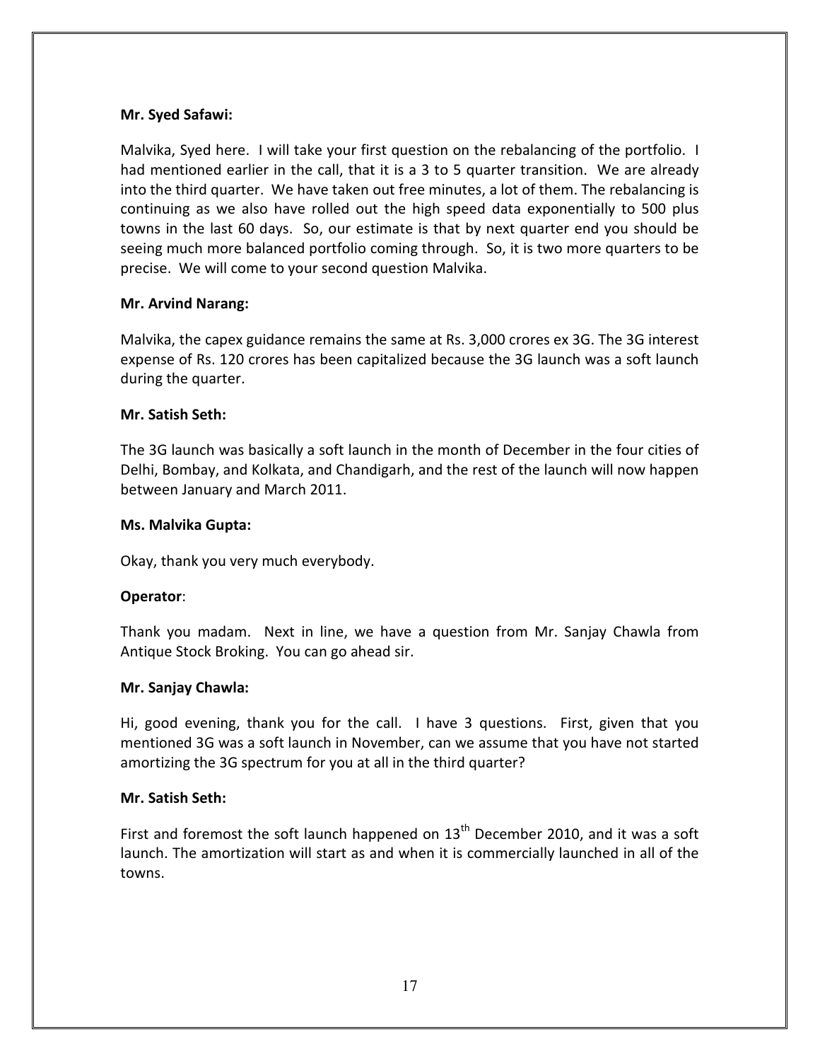**Mr. Syed Safawi:**

Malvika, Syed here. I will take your first question on the rebalancing of the portfolio. I had mentioned earlier in the call, that it is a 3 to 5 quarter transition. We are already into the third quarter. We have taken out free minutes, a lot of them. The rebalancing is continuing as we also have rolled out the high speed data exponentially to 500 plus towns in the last 60 days. So, our estimate is that by next quarter end you should be seeing much more balanced portfolio coming through. So, it is two more quarters to be precise. We will come to your second question Malvika.

**Mr. Arvind Narang:**

Malvika, the capex guidance remains the same at Rs. 3,000 crores ex 3G. The 3G interest expense of Rs. 120 crores has been capitalized because the 3G launch was a soft launch during the quarter.

**Mr. Satish Seth:**

The 3G launch was basically a soft launch in the month of December in the four cities of Delhi, Bombay, and Kolkata, and Chandigarh, and the rest of the launch will now happen between January and March 2011.

**Ms. Malvika Gupta:**

Okay, thank you very much everybody.

**Operator**:

Thank you madam. Next in line, we have a question from Mr. Sanjay Chawla from Antique Stock Broking. You can go ahead sir.

**Mr. Sanjay Chawla:**

Hi, good evening, thank you for the call. I have 3 questions. First, given that you mentioned 3G was a soft launch in November, can we assume that you have not started amortizing the 3G spectrum for you at all in the third quarter?

**Mr. Satish Seth:**

First and foremost the soft launch happened on 13th December 2010, and it was a soft launch. The amortization will start as and when it is commercially launched in all of the towns.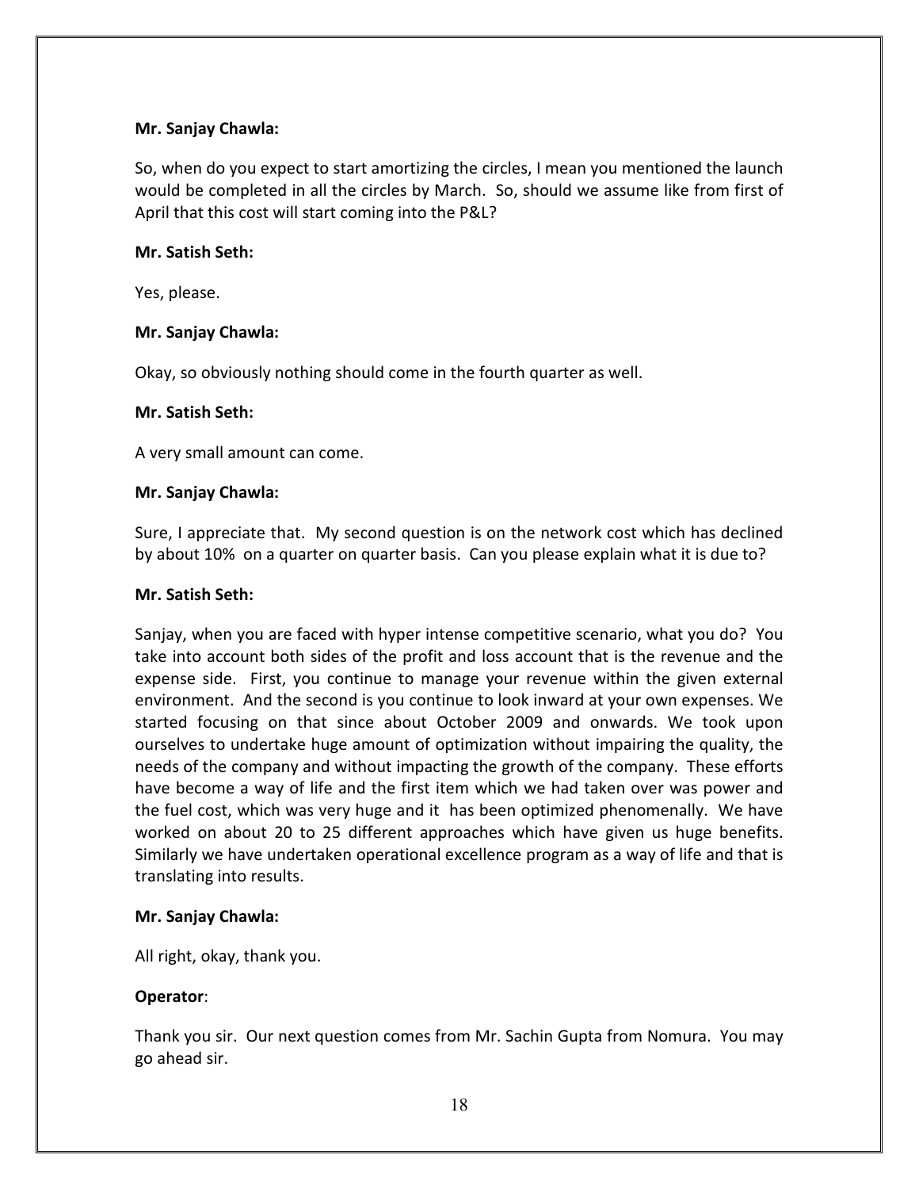**Mr. Sanjay Chawla:**

So, when do you expect to start amortizing the circles, I mean you mentioned the launch would be completed in all the circles by March. So, should we assume like from first of April that this cost will start coming into the P&L?

**Mr. Satish Seth:**

Yes, please.

**Mr. Sanjay Chawla:**

Okay, so obviously nothing should come in the fourth quarter as well.

**Mr. Satish Seth:**

A very small amount can come.

**Mr. Sanjay Chawla:**

Sure, I appreciate that. My second question is on the network cost which has declined by about 10% on a quarter on quarter basis. Can you please explain what it is due to?

**Mr. Satish Seth:**

Sanjay, when you are faced with hyper intense competitive scenario, what you do? You take into account both sides of the profit and loss account that is the revenue and the expense side. First, you continue to manage your revenue within the given external environment. And the second is you continue to look inward at your own expenses. We started focusing on that since about October 2009 and onwards. We took upon ourselves to undertake huge amount of optimization without impairing the quality, the needs of the company and without impacting the growth of the company. These efforts have become a way of life and the first item which we had taken over was power and the fuel cost, which was very huge and it has been optimized phenomenally. We have worked on about 20 to 25 different approaches which have given us huge benefits. Similarly we have undertaken operational excellence program as a way of life and that is translating into results.

**Mr. Sanjay Chawla:**

All right, okay, thank you.

**Operator**:

Thank you sir. Our next question comes from Mr. Sachin Gupta from Nomura. You may go ahead sir.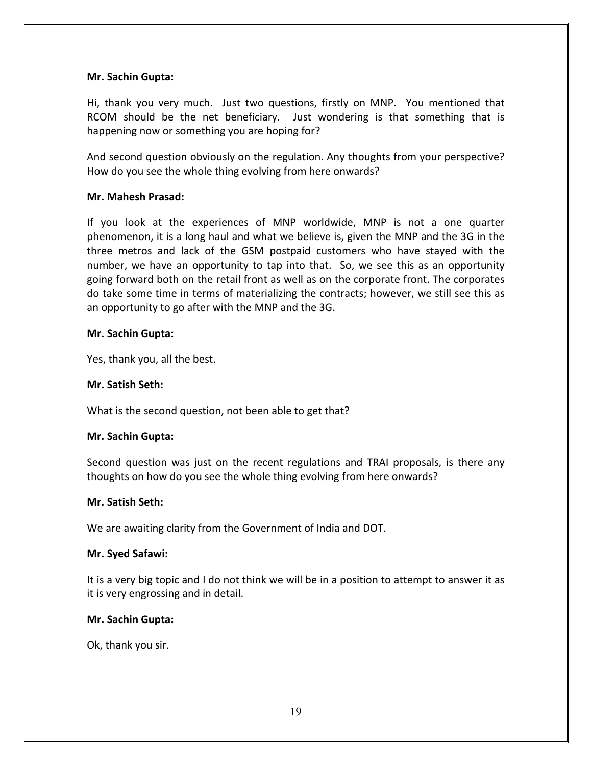**Mr. Sachin Gupta:**

Hi, thank you very much. Just two questions, firstly on MNP. You mentioned that RCOM should be the net beneficiary. Just wondering is that something that is happening now or something you are hoping for?

And second question obviously on the regulation. Any thoughts from your perspective? How do you see the whole thing evolving from here onwards?

**Mr. Mahesh Prasad:**

If you look at the experiences of MNP worldwide, MNP is not a one quarter phenomenon, it is a long haul and what we believe is, given the MNP and the 3G in the three metros and lack of the GSM postpaid customers who have stayed with the number, we have an opportunity to tap into that. So, we see this as an opportunity going forward both on the retail front as well as on the corporate front. The corporates do take some time in terms of materializing the contracts; however, we still see this as an opportunity to go after with the MNP and the 3G.

**Mr. Sachin Gupta:**

Yes, thank you, all the best.

**Mr. Satish Seth:**

What is the second question, not been able to get that?

**Mr. Sachin Gupta:**

Second question was just on the recent regulations and TRAI proposals, is there any thoughts on how do you see the whole thing evolving from here onwards?

**Mr. Satish Seth:**

We are awaiting clarity from the Government of India and DOT.

**Mr. Syed Safawi:**

It is a very big topic and I do not think we will be in a position to attempt to answer it as it is very engrossing and in detail.

**Mr. Sachin Gupta:**

Ok, thank you sir.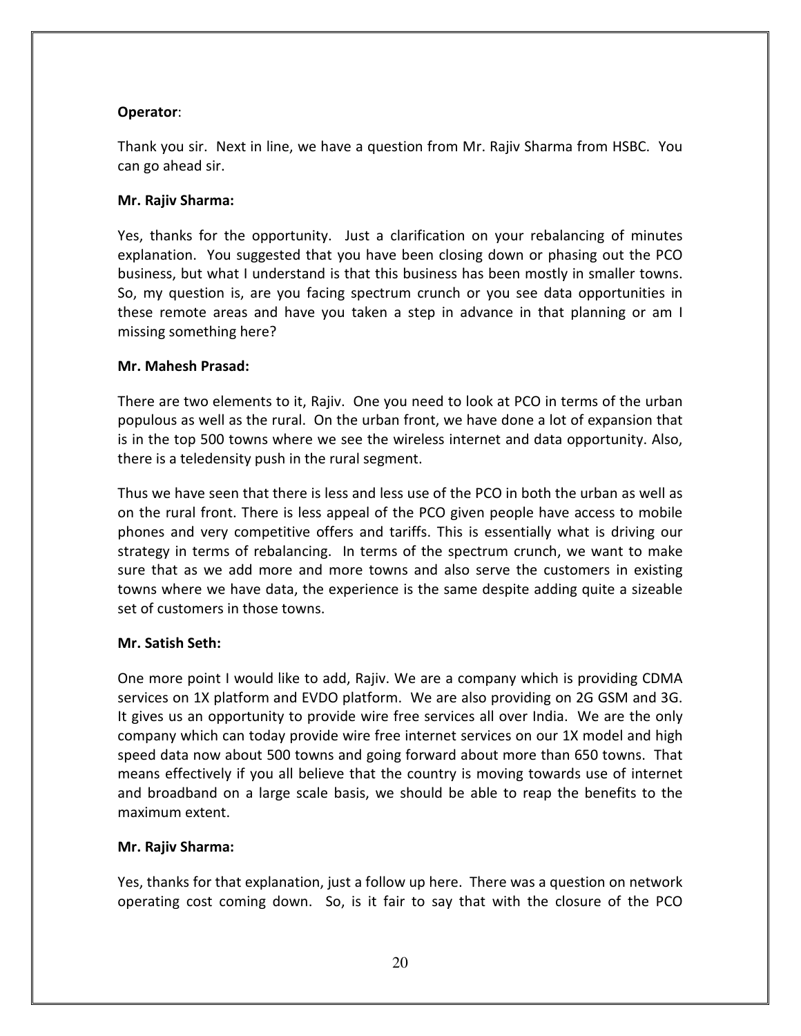**Operator**:

Thank you sir. Next in line, we have a question from Mr. Rajiv Sharma from HSBC. You can go ahead sir.

**Mr. Rajiv Sharma:**

Yes, thanks for the opportunity. Just a clarification on your rebalancing of minutes explanation. You suggested that you have been closing down or phasing out the PCO business, but what I understand is that this business has been mostly in smaller towns. So, my question is, are you facing spectrum crunch or you see data opportunities in these remote areas and have you taken a step in advance in that planning or am I missing something here?

**Mr. Mahesh Prasad:**

There are two elements to it, Rajiv. One you need to look at PCO in terms of the urban populous as well as the rural. On the urban front, we have done a lot of expansion that is in the top 500 towns where we see the wireless internet and data opportunity. Also, there is a teledensity push in the rural segment.

Thus we have seen that there is less and less use of the PCO in both the urban as well as on the rural front. There is less appeal of the PCO given people have access to mobile phones and very competitive offers and tariffs. This is essentially what is driving our strategy in terms of rebalancing. In terms of the spectrum crunch, we want to make sure that as we add more and more towns and also serve the customers in existing towns where we have data, the experience is the same despite adding quite a sizeable set of customers in those towns.

**Mr. Satish Seth:**

One more point I would like to add, Rajiv. We are a company which is providing CDMA services on 1X platform and EVDO platform. We are also providing on 2G GSM and 3G. It gives us an opportunity to provide wire free services all over India. We are the only company which can today provide wire free internet services on our 1X model and high speed data now about 500 towns and going forward about more than 650 towns. That means effectively if you all believe that the country is moving towards use of internet and broadband on a large scale basis, we should be able to reap the benefits to the maximum extent.

**Mr. Rajiv Sharma:**

Yes, thanks for that explanation, just a follow up here. There was a question on network operating cost coming down. So, is it fair to say that with the closure of the PCO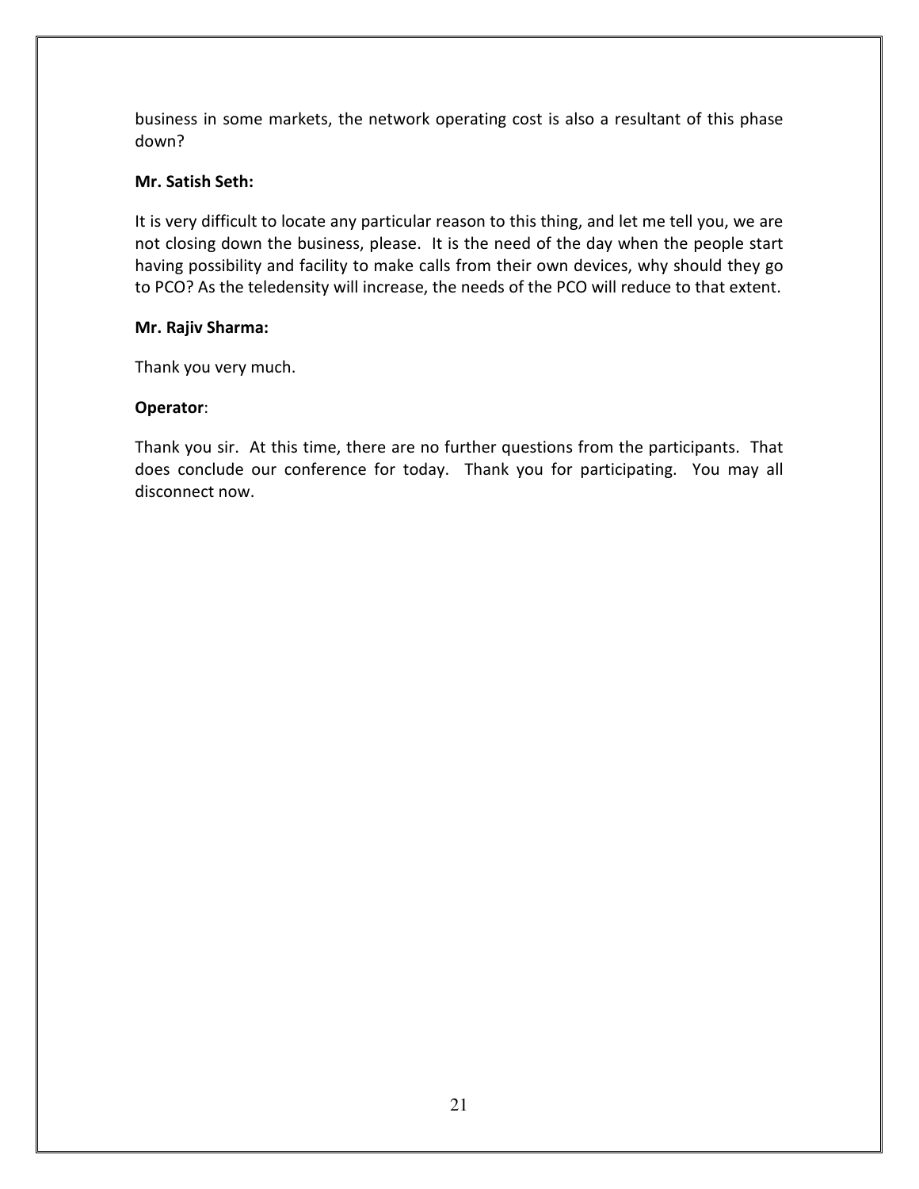business in some markets, the network operating cost is also a resultant of this phase down?

**Mr. Satish Seth:**

It is very difficult to locate any particular reason to this thing, and let me tell you, we are not closing down the business, please. It is the need of the day when the people start having possibility and facility to make calls from their own devices, why should they go to PCO? As the teledensity will increase, the needs of the PCO will reduce to that extent.

**Mr. Rajiv Sharma:**

Thank you very much.

**Operator**:

Thank you sir. At this time, there are no further questions from the participants. That does conclude our conference for today. Thank you for participating. You may all disconnect now.